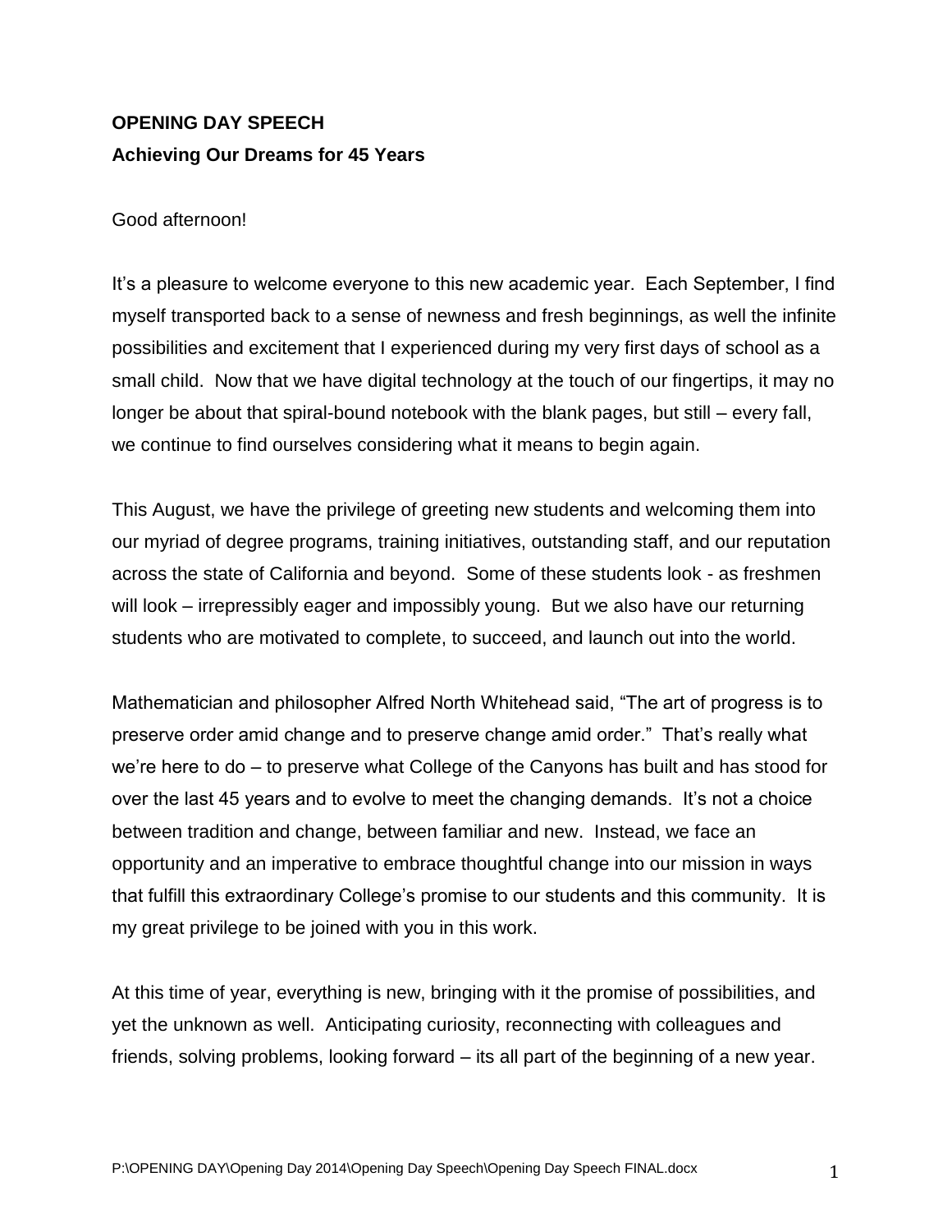**OPENING DAY SPEECH**

**Achieving Our Dreams for 45 Years**

Good afternoon!

It's a pleasure to welcome everyone to this new academic year. Each September, I find myself transported back to a sense of newness and fresh beginnings, as well the infinite possibilities and excitement that I experienced during my very first days of school as a small child. Now that we have digital technology at the touch of our fingertips, it may no longer be about that spiral-bound notebook with the blank pages, but still – every fall, we continue to find ourselves considering what it means to begin again.

This August, we have the privilege of greeting new students and welcoming them into our myriad of degree programs, training initiatives, outstanding staff, and our reputation across the state of California and beyond. Some of these students look - as freshmen will look – irrepressibly eager and impossibly young. But we also have our returning students who are motivated to complete, to succeed, and launch out into the world.

Mathematician and philosopher Alfred North Whitehead said, "The art of progress is to preserve order amid change and to preserve change amid order." That's really what we're here to do – to preserve what College of the Canyons has built and has stood for over the last 45 years and to evolve to meet the changing demands. It's not a choice between tradition and change, between familiar and new. Instead, we face an opportunity and an imperative to embrace thoughtful change into our mission in ways that fulfill this extraordinary College's promise to our students and this community. It is my great privilege to be joined with you in this work.

At this time of year, everything is new, bringing with it the promise of possibilities, and yet the unknown as well. Anticipating curiosity, reconnecting with colleagues and friends, solving problems, looking forward – its all part of the beginning of a new year.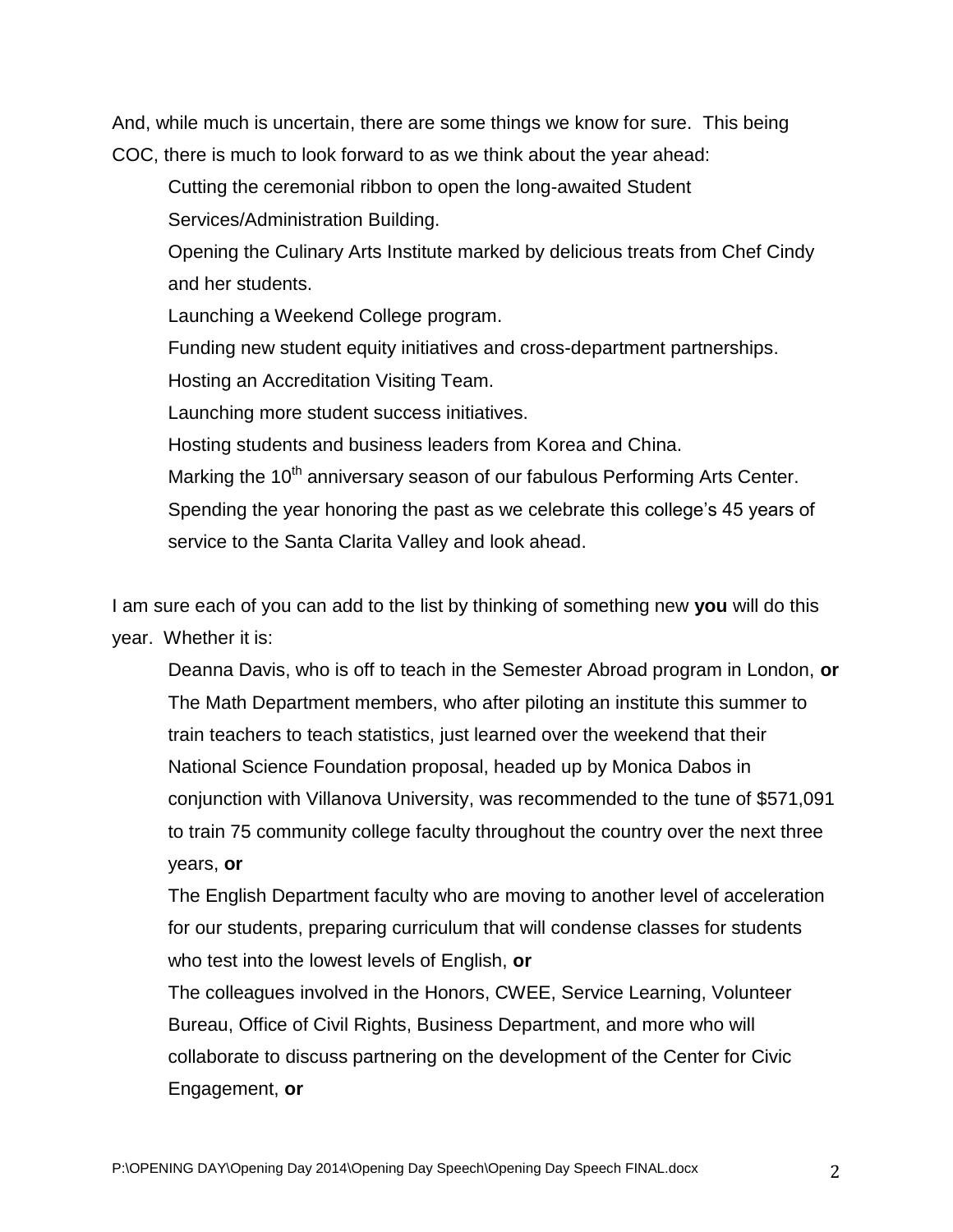And, while much is uncertain, there are some things we know for sure. This being COC, there is much to look forward to as we think about the year ahead:

- Cutting the ceremonial ribbon to open the long-awaited Student Services/Administration Building.
- Opening the Culinary Arts Institute marked by delicious treats from Chef Cindy and her students.
- Launching a Weekend College program.
- Funding new student equity initiatives and cross-department partnerships.
- Hosting an Accreditation Visiting Team.
- Launching more student success initiatives.
- Hosting students and business leaders from Korea and China.
- Marking the 10th anniversary season of our fabulous Performing Arts Center.
- Spending the year honoring the past as we celebrate this college's 45 years of service to the Santa Clarita Valley and look ahead.

I am sure each of you can add to the list by thinking of something new **you** will do this year. Whether it is:

- Deanna Davis, who is off to teach in the Semester Abroad program in London, **or**
- The Math Department members, who after piloting an institute this summer to train teachers to teach statistics, just learned over the weekend that their National Science Foundation proposal, headed up by Monica Dabos in conjunction with Villanova University, was recommended to the tune of $571,091 to train 75 community college faculty throughout the country over the next three years, **or**
- The English Department faculty who are moving to another level of acceleration for our students, preparing curriculum that will condense classes for students who test into the lowest levels of English, **or**
- The colleagues involved in the Honors, CWEE, Service Learning, Volunteer Bureau, Office of Civil Rights, Business Department, and more who will collaborate to discuss partnering on the development of the Center for Civic Engagement, **or**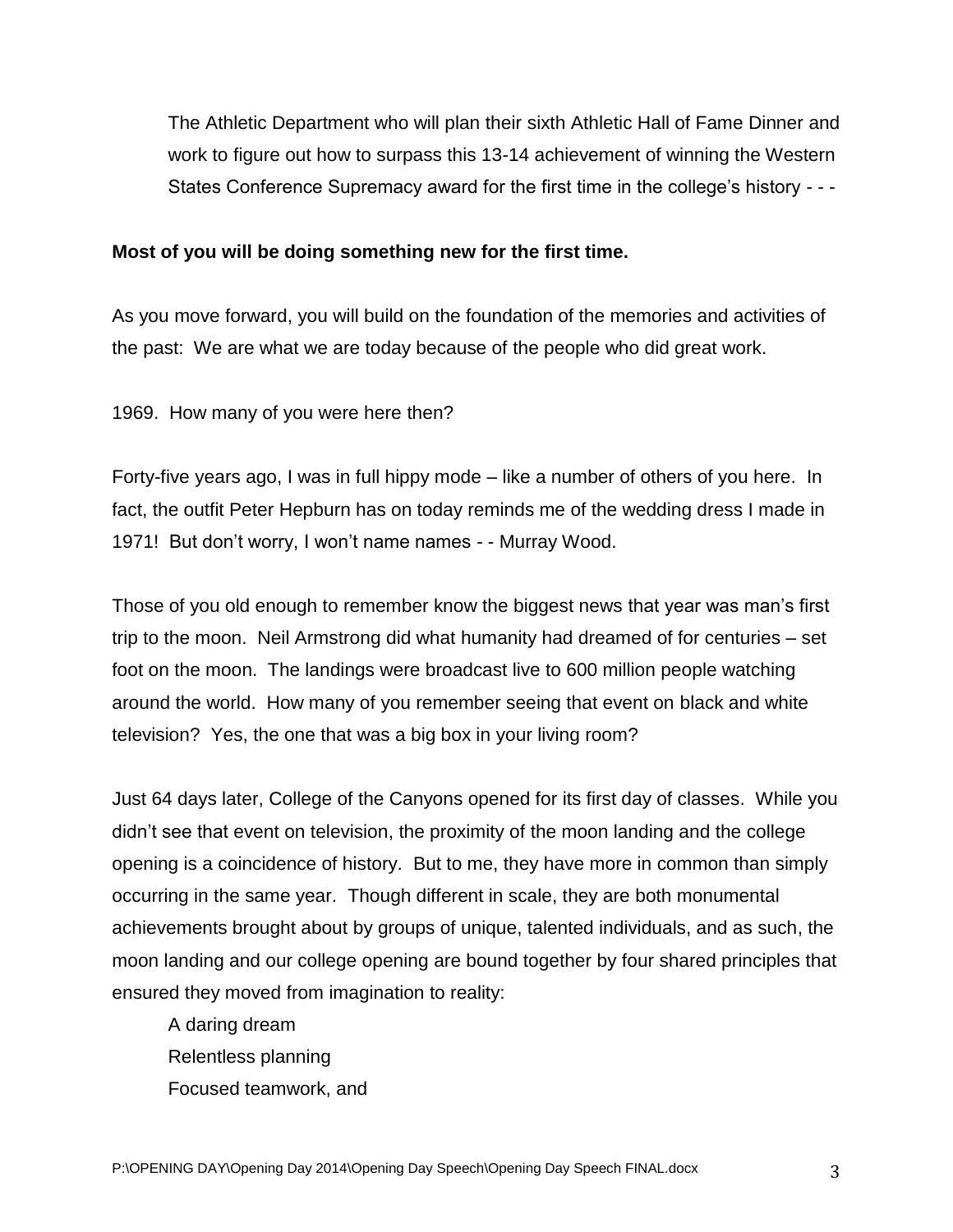The Athletic Department who will plan their sixth Athletic Hall of Fame Dinner and work to figure out how to surpass this 13-14 achievement of winning the Western States Conference Supremacy award for the first time in the college's history - - -

**Most of you will be doing something new for the first time.**

As you move forward, you will build on the foundation of the memories and activities of the past: We are what we are today because of the people who did great work.

1969. How many of you were here then?

Forty-five years ago, I was in full hippy mode – like a number of others of you here. In fact, the outfit Peter Hepburn has on today reminds me of the wedding dress I made in 1971! But don't worry, I won't name names - - Murray Wood.

Those of you old enough to remember know the biggest news that year was man's first trip to the moon. Neil Armstrong did what humanity had dreamed of for centuries – set foot on the moon. The landings were broadcast live to 600 million people watching around the world. How many of you remember seeing that event on black and white television? Yes, the one that was a big box in your living room?

Just 64 days later, College of the Canyons opened for its first day of classes. While you didn't see that event on television, the proximity of the moon landing and the college opening is a coincidence of history. But to me, they have more in common than simply occurring in the same year. Though different in scale, they are both monumental achievements brought about by groups of unique, talented individuals, and as such, the moon landing and our college opening are bound together by four shared principles that ensured they moved from imagination to reality:

A daring dream
Relentless planning
Focused teamwork, and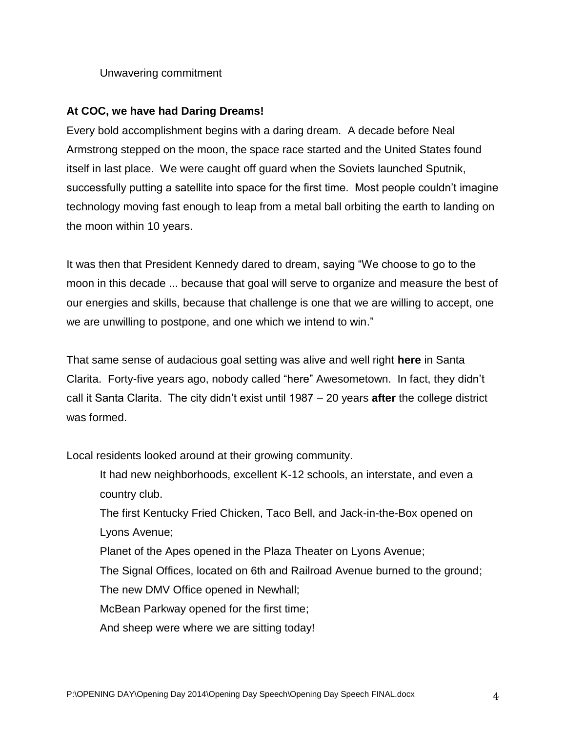Unwavering commitment

**At COC, we have had Daring Dreams!**

Every bold accomplishment begins with a daring dream. A decade before Neal Armstrong stepped on the moon, the space race started and the United States found itself in last place. We were caught off guard when the Soviets launched Sputnik, successfully putting a satellite into space for the first time. Most people couldn't imagine technology moving fast enough to leap from a metal ball orbiting the earth to landing on the moon within 10 years.

It was then that President Kennedy dared to dream, saying "We choose to go to the moon in this decade ... because that goal will serve to organize and measure the best of our energies and skills, because that challenge is one that we are willing to accept, one we are unwilling to postpone, and one which we intend to win."

That same sense of audacious goal setting was alive and well right **here** in Santa Clarita. Forty-five years ago, nobody called "here" Awesometown. In fact, they didn't call it Santa Clarita. The city didn't exist until 1987 – 20 years **after** the college district was formed.

Local residents looked around at their growing community.

It had new neighborhoods, excellent K-12 schools, an interstate, and even a country club.

The first Kentucky Fried Chicken, Taco Bell, and Jack-in-the-Box opened on Lyons Avenue;

Planet of the Apes opened in the Plaza Theater on Lyons Avenue;

The Signal Offices, located on 6th and Railroad Avenue burned to the ground;

The new DMV Office opened in Newhall;

McBean Parkway opened for the first time;

And sheep were where we are sitting today!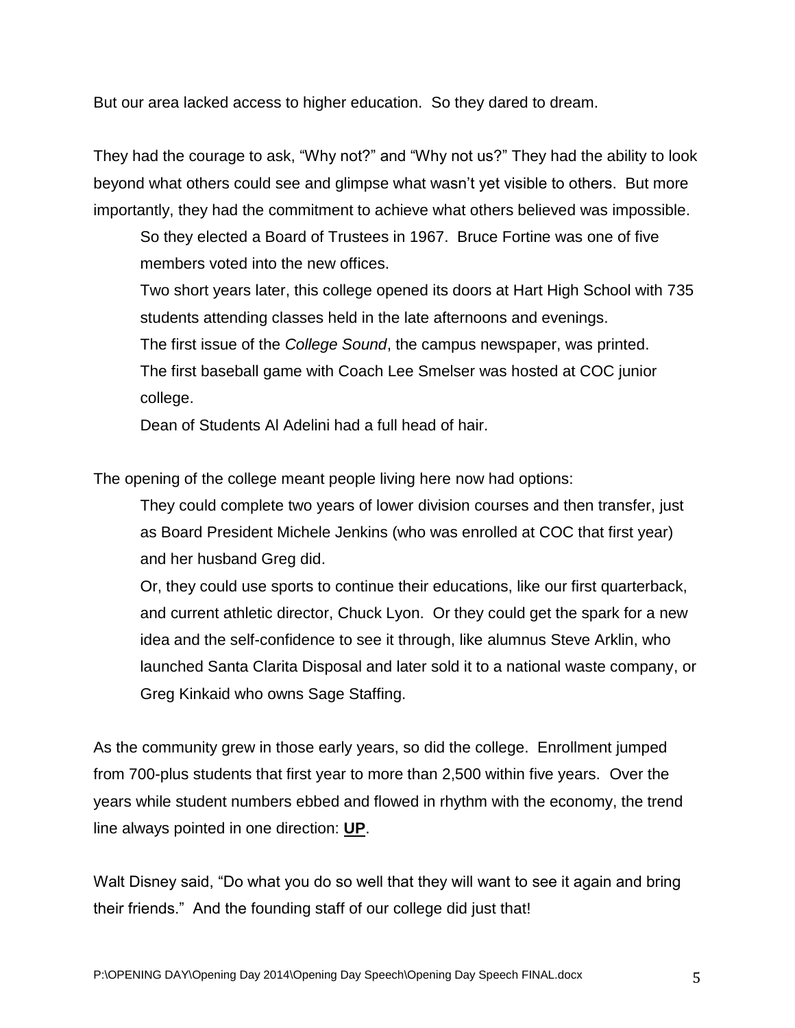But our area lacked access to higher education. So they dared to dream.

They had the courage to ask, "Why not?" and "Why not us?" They had the ability to look beyond what others could see and glimpse what wasn't yet visible to others. But more importantly, they had the commitment to achieve what others believed was impossible.

> So they elected a Board of Trustees in 1967. Bruce Fortine was one of five members voted into the new offices.
>
> Two short years later, this college opened its doors at Hart High School with 735 students attending classes held in the late afternoons and evenings.
>
> The first issue of the *College Sound*, the campus newspaper, was printed.
>
> The first baseball game with Coach Lee Smelser was hosted at COC junior college.
>
> Dean of Students Al Adelini had a full head of hair.

The opening of the college meant people living here now had options:

> They could complete two years of lower division courses and then transfer, just as Board President Michele Jenkins (who was enrolled at COC that first year) and her husband Greg did.
>
> Or, they could use sports to continue their educations, like our first quarterback, and current athletic director, Chuck Lyon. Or they could get the spark for a new idea and the self-confidence to see it through, like alumnus Steve Arklin, who launched Santa Clarita Disposal and later sold it to a national waste company, or Greg Kinkaid who owns Sage Staffing.

As the community grew in those early years, so did the college. Enrollment jumped from 700-plus students that first year to more than 2,500 within five years. Over the years while student numbers ebbed and flowed in rhythm with the economy, the trend line always pointed in one direction: **<u>UP</u>**.

Walt Disney said, "Do what you do so well that they will want to see it again and bring their friends." And the founding staff of our college did just that!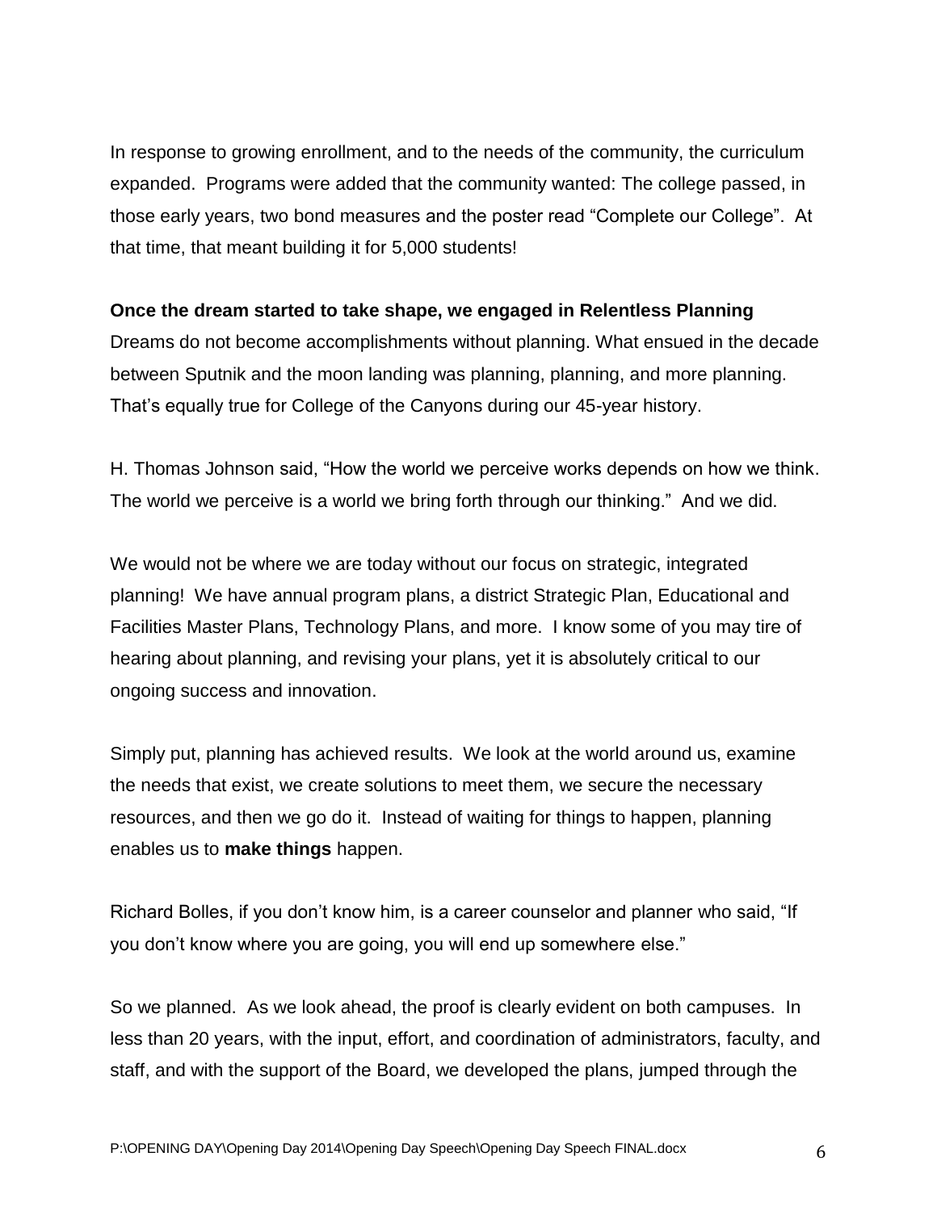In response to growing enrollment, and to the needs of the community, the curriculum expanded. Programs were added that the community wanted: The college passed, in those early years, two bond measures and the poster read "Complete our College". At that time, that meant building it for 5,000 students!

**Once the dream started to take shape, we engaged in Relentless Planning**

Dreams do not become accomplishments without planning. What ensued in the decade between Sputnik and the moon landing was planning, planning, and more planning. That's equally true for College of the Canyons during our 45-year history.

H. Thomas Johnson said, "How the world we perceive works depends on how we think. The world we perceive is a world we bring forth through our thinking." And we did.

We would not be where we are today without our focus on strategic, integrated planning! We have annual program plans, a district Strategic Plan, Educational and Facilities Master Plans, Technology Plans, and more. I know some of you may tire of hearing about planning, and revising your plans, yet it is absolutely critical to our ongoing success and innovation.

Simply put, planning has achieved results. We look at the world around us, examine the needs that exist, we create solutions to meet them, we secure the necessary resources, and then we go do it. Instead of waiting for things to happen, planning enables us to **make things** happen.

Richard Bolles, if you don't know him, is a career counselor and planner who said, "If you don't know where you are going, you will end up somewhere else."

So we planned. As we look ahead, the proof is clearly evident on both campuses. In less than 20 years, with the input, effort, and coordination of administrators, faculty, and staff, and with the support of the Board, we developed the plans, jumped through the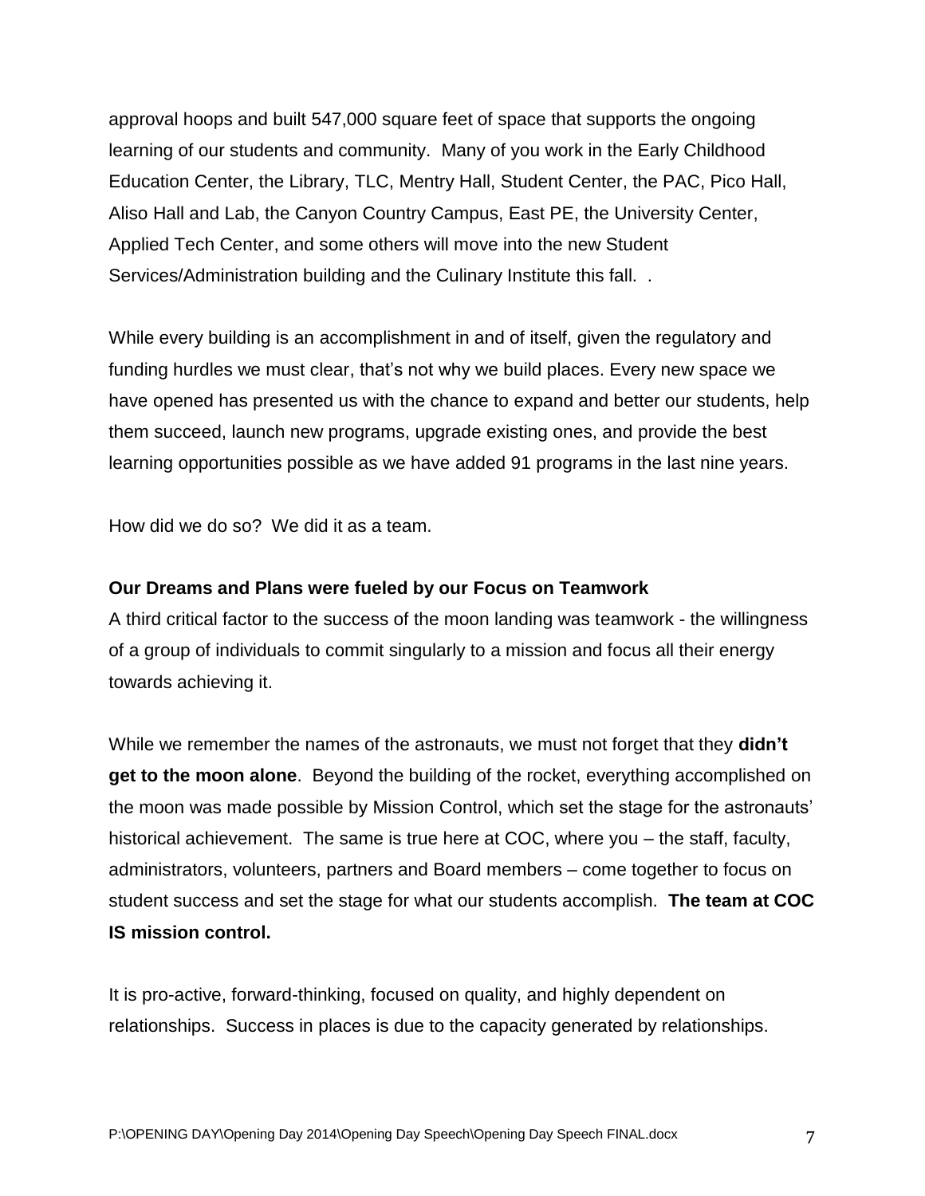approval hoops and built 547,000 square feet of space that supports the ongoing learning of our students and community. Many of you work in the Early Childhood Education Center, the Library, TLC, Mentry Hall, Student Center, the PAC, Pico Hall, Aliso Hall and Lab, the Canyon Country Campus, East PE, the University Center, Applied Tech Center, and some others will move into the new Student Services/Administration building and the Culinary Institute this fall. .

While every building is an accomplishment in and of itself, given the regulatory and funding hurdles we must clear, that's not why we build places. Every new space we have opened has presented us with the chance to expand and better our students, help them succeed, launch new programs, upgrade existing ones, and provide the best learning opportunities possible as we have added 91 programs in the last nine years.

How did we do so? We did it as a team.

**Our Dreams and Plans were fueled by our Focus on Teamwork**

A third critical factor to the success of the moon landing was teamwork - the willingness of a group of individuals to commit singularly to a mission and focus all their energy towards achieving it.

While we remember the names of the astronauts, we must not forget that they **didn't get to the moon alone**. Beyond the building of the rocket, everything accomplished on the moon was made possible by Mission Control, which set the stage for the astronauts' historical achievement. The same is true here at COC, where you – the staff, faculty, administrators, volunteers, partners and Board members – come together to focus on student success and set the stage for what our students accomplish. **The team at COC IS mission control.**

It is pro-active, forward-thinking, focused on quality, and highly dependent on relationships. Success in places is due to the capacity generated by relationships.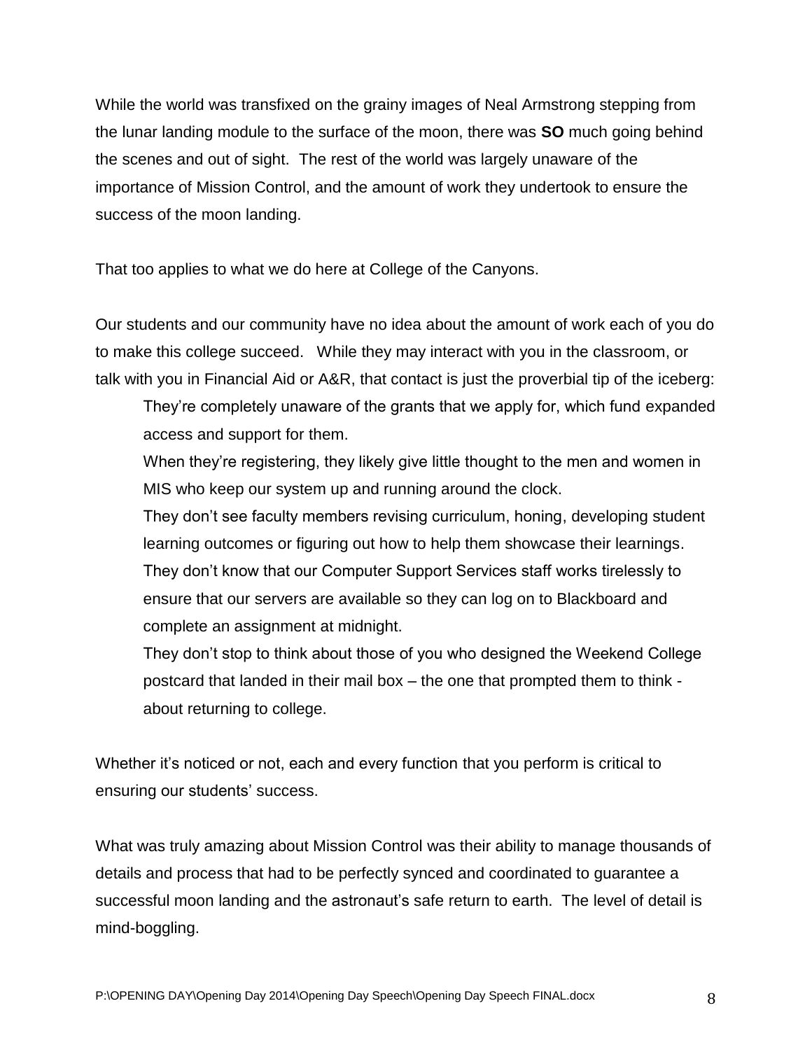While the world was transfixed on the grainy images of Neal Armstrong stepping from the lunar landing module to the surface of the moon, there was **SO** much going behind the scenes and out of sight. The rest of the world was largely unaware of the importance of Mission Control, and the amount of work they undertook to ensure the success of the moon landing.

That too applies to what we do here at College of the Canyons.

Our students and our community have no idea about the amount of work each of you do to make this college succeed. While they may interact with you in the classroom, or talk with you in Financial Aid or A&R, that contact is just the proverbial tip of the iceberg:

> They're completely unaware of the grants that we apply for, which fund expanded access and support for them.
>
> When they're registering, they likely give little thought to the men and women in MIS who keep our system up and running around the clock.
>
> They don't see faculty members revising curriculum, honing, developing student learning outcomes or figuring out how to help them showcase their learnings.
>
> They don't know that our Computer Support Services staff works tirelessly to ensure that our servers are available so they can log on to Blackboard and complete an assignment at midnight.
>
> They don't stop to think about those of you who designed the Weekend College postcard that landed in their mail box – the one that prompted them to think - about returning to college.

Whether it's noticed or not, each and every function that you perform is critical to ensuring our students' success.

What was truly amazing about Mission Control was their ability to manage thousands of details and process that had to be perfectly synced and coordinated to guarantee a successful moon landing and the astronaut's safe return to earth. The level of detail is mind-boggling.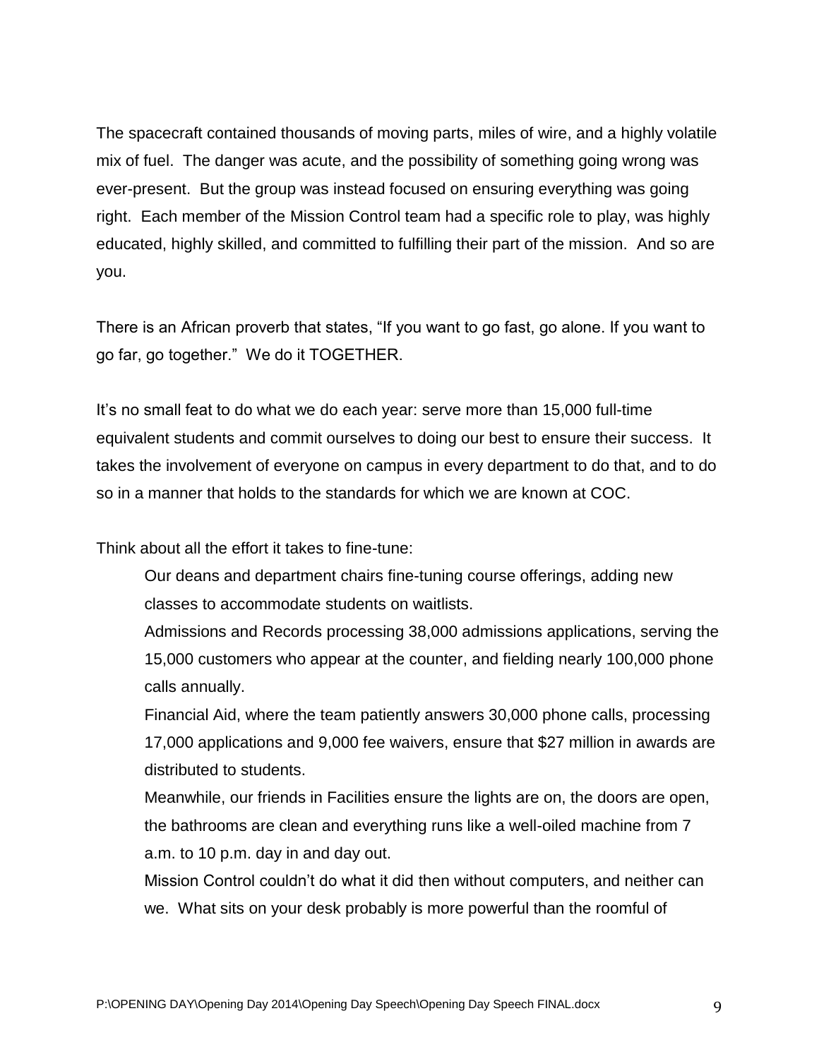The spacecraft contained thousands of moving parts, miles of wire, and a highly volatile mix of fuel. The danger was acute, and the possibility of something going wrong was ever-present. But the group was instead focused on ensuring everything was going right. Each member of the Mission Control team had a specific role to play, was highly educated, highly skilled, and committed to fulfilling their part of the mission. And so are you.

There is an African proverb that states, "If you want to go fast, go alone. If you want to go far, go together." We do it TOGETHER.

It's no small feat to do what we do each year: serve more than 15,000 full-time equivalent students and commit ourselves to doing our best to ensure their success. It takes the involvement of everyone on campus in every department to do that, and to do so in a manner that holds to the standards for which we are known at COC.

Think about all the effort it takes to fine-tune:

> Our deans and department chairs fine-tuning course offerings, adding new classes to accommodate students on waitlists.
>
> Admissions and Records processing 38,000 admissions applications, serving the 15,000 customers who appear at the counter, and fielding nearly 100,000 phone calls annually.
>
> Financial Aid, where the team patiently answers 30,000 phone calls, processing 17,000 applications and 9,000 fee waivers, ensure that $27 million in awards are distributed to students.
>
> Meanwhile, our friends in Facilities ensure the lights are on, the doors are open, the bathrooms are clean and everything runs like a well-oiled machine from 7 a.m. to 10 p.m. day in and day out.
>
> Mission Control couldn't do what it did then without computers, and neither can we. What sits on your desk probably is more powerful than the roomful of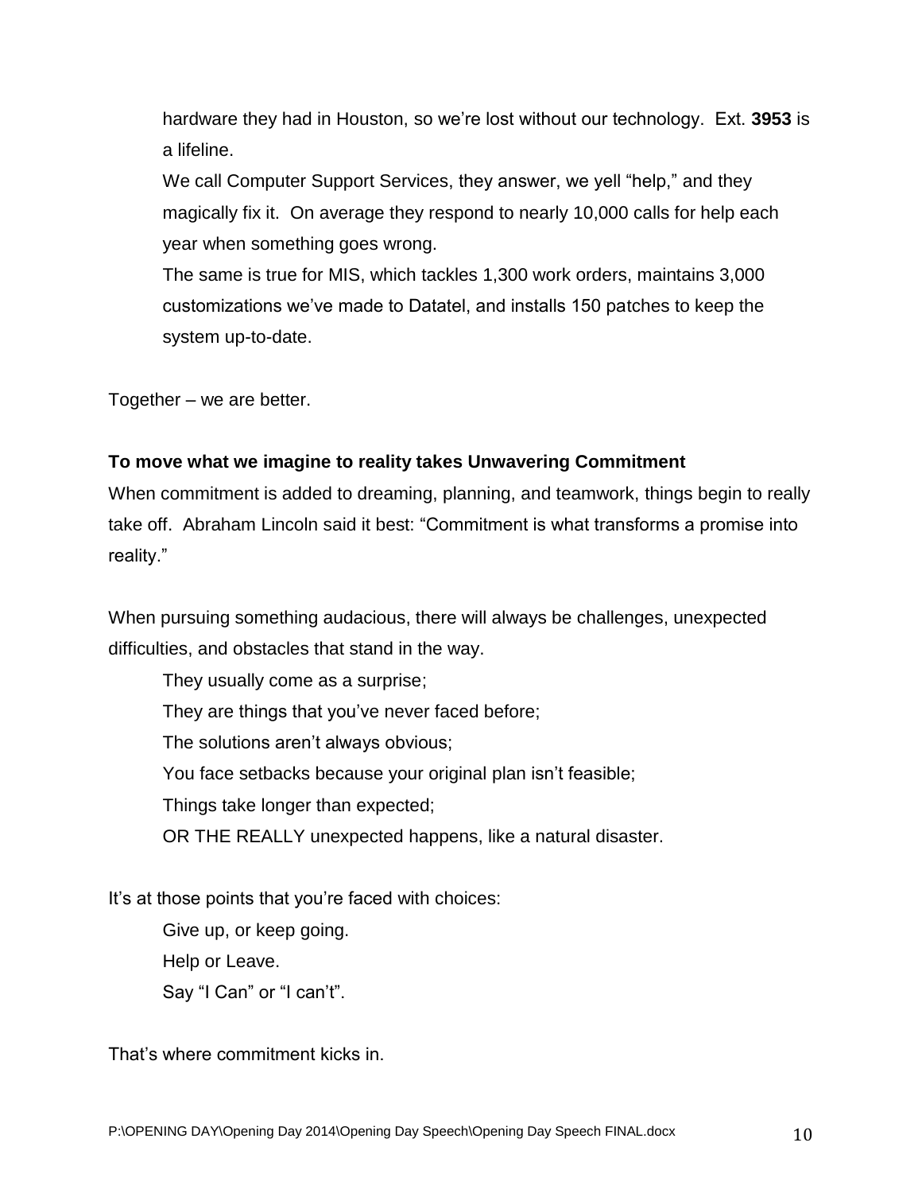hardware they had in Houston, so we're lost without our technology. Ext. **3953** is a lifeline.

We call Computer Support Services, they answer, we yell "help," and they magically fix it. On average they respond to nearly 10,000 calls for help each year when something goes wrong.

The same is true for MIS, which tackles 1,300 work orders, maintains 3,000 customizations we've made to Datatel, and installs 150 patches to keep the system up-to-date.

Together – we are better.

**To move what we imagine to reality takes Unwavering Commitment**

When commitment is added to dreaming, planning, and teamwork, things begin to really take off. Abraham Lincoln said it best: "Commitment is what transforms a promise into reality."

When pursuing something audacious, there will always be challenges, unexpected difficulties, and obstacles that stand in the way.

They usually come as a surprise;
They are things that you've never faced before;
The solutions aren't always obvious;
You face setbacks because your original plan isn't feasible;
Things take longer than expected;
OR THE REALLY unexpected happens, like a natural disaster.

It's at those points that you're faced with choices:

Give up, or keep going.
Help or Leave.
Say "I Can" or "I can't".

That's where commitment kicks in.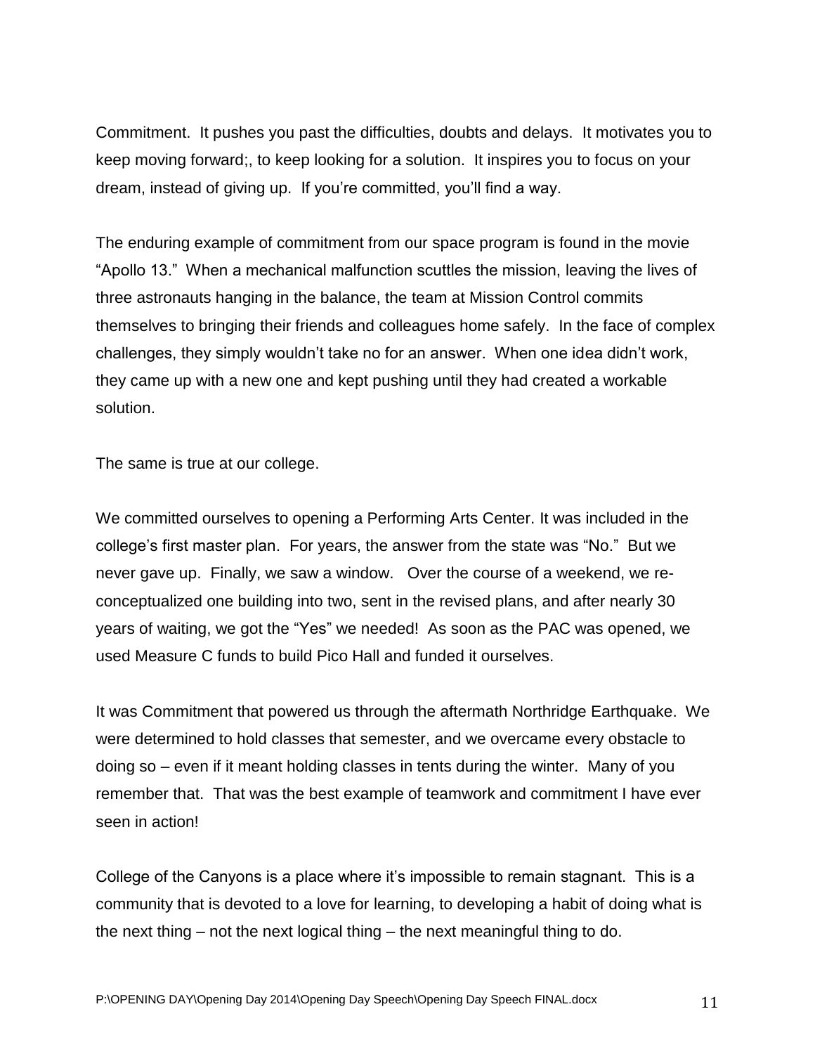Commitment.  It pushes you past the difficulties, doubts and delays.  It motivates you to keep moving forward;, to keep looking for a solution.  It inspires you to focus on your dream, instead of giving up.  If you're committed, you'll find a way.

The enduring example of commitment from our space program is found in the movie "Apollo 13."  When a mechanical malfunction scuttles the mission, leaving the lives of three astronauts hanging in the balance, the team at Mission Control commits themselves to bringing their friends and colleagues home safely.  In the face of complex challenges, they simply wouldn't take no for an answer.  When one idea didn't work, they came up with a new one and kept pushing until they had created a workable solution.

The same is true at our college.

We committed ourselves to opening a Performing Arts Center. It was included in the college's first master plan.  For years, the answer from the state was "No."  But we never gave up.  Finally, we saw a window.   Over the course of a weekend, we re-conceptualized one building into two, sent in the revised plans, and after nearly 30 years of waiting, we got the "Yes" we needed!  As soon as the PAC was opened, we used Measure C funds to build Pico Hall and funded it ourselves.

It was Commitment that powered us through the aftermath Northridge Earthquake.  We were determined to hold classes that semester, and we overcame every obstacle to doing so – even if it meant holding classes in tents during the winter.  Many of you remember that.  That was the best example of teamwork and commitment I have ever seen in action!

College of the Canyons is a place where it's impossible to remain stagnant.  This is a community that is devoted to a love for learning, to developing a habit of doing what is the next thing – not the next logical thing – the next meaningful thing to do.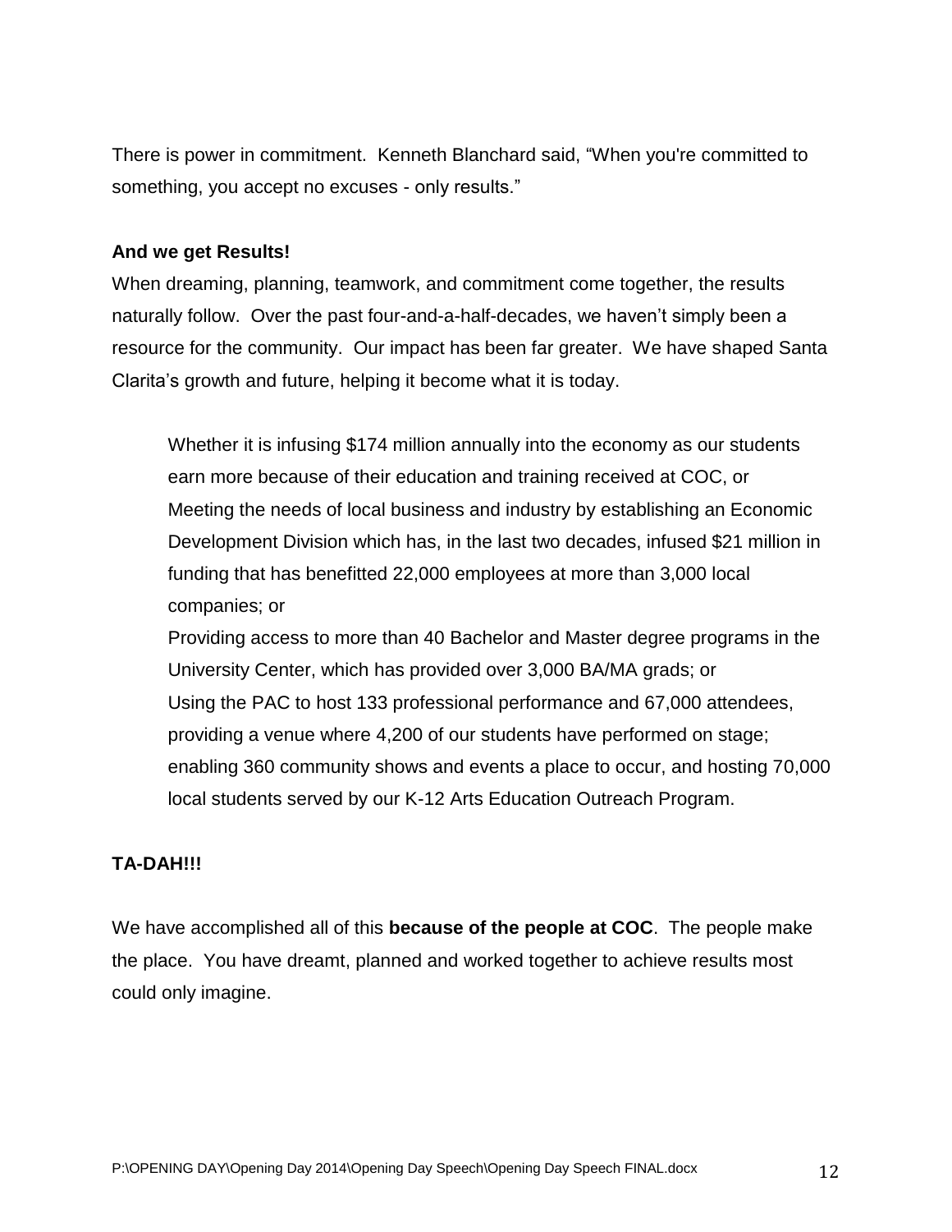There is power in commitment. Kenneth Blanchard said, "When you're committed to something, you accept no excuses - only results."

**And we get Results!**

When dreaming, planning, teamwork, and commitment come together, the results naturally follow. Over the past four-and-a-half-decades, we haven't simply been a resource for the community. Our impact has been far greater. We have shaped Santa Clarita's growth and future, helping it become what it is today.

> Whether it is infusing $174 million annually into the economy as our students earn more because of their education and training received at COC, or
> Meeting the needs of local business and industry by establishing an Economic Development Division which has, in the last two decades, infused $21 million in funding that has benefitted 22,000 employees at more than 3,000 local companies; or
> Providing access to more than 40 Bachelor and Master degree programs in the University Center, which has provided over 3,000 BA/MA grads; or
> Using the PAC to host 133 professional performance and 67,000 attendees, providing a venue where 4,200 of our students have performed on stage; enabling 360 community shows and events a place to occur, and hosting 70,000 local students served by our K-12 Arts Education Outreach Program.

**TA-DAH!!!**

We have accomplished all of this **because of the people at COC**. The people make the place. You have dreamt, planned and worked together to achieve results most could only imagine.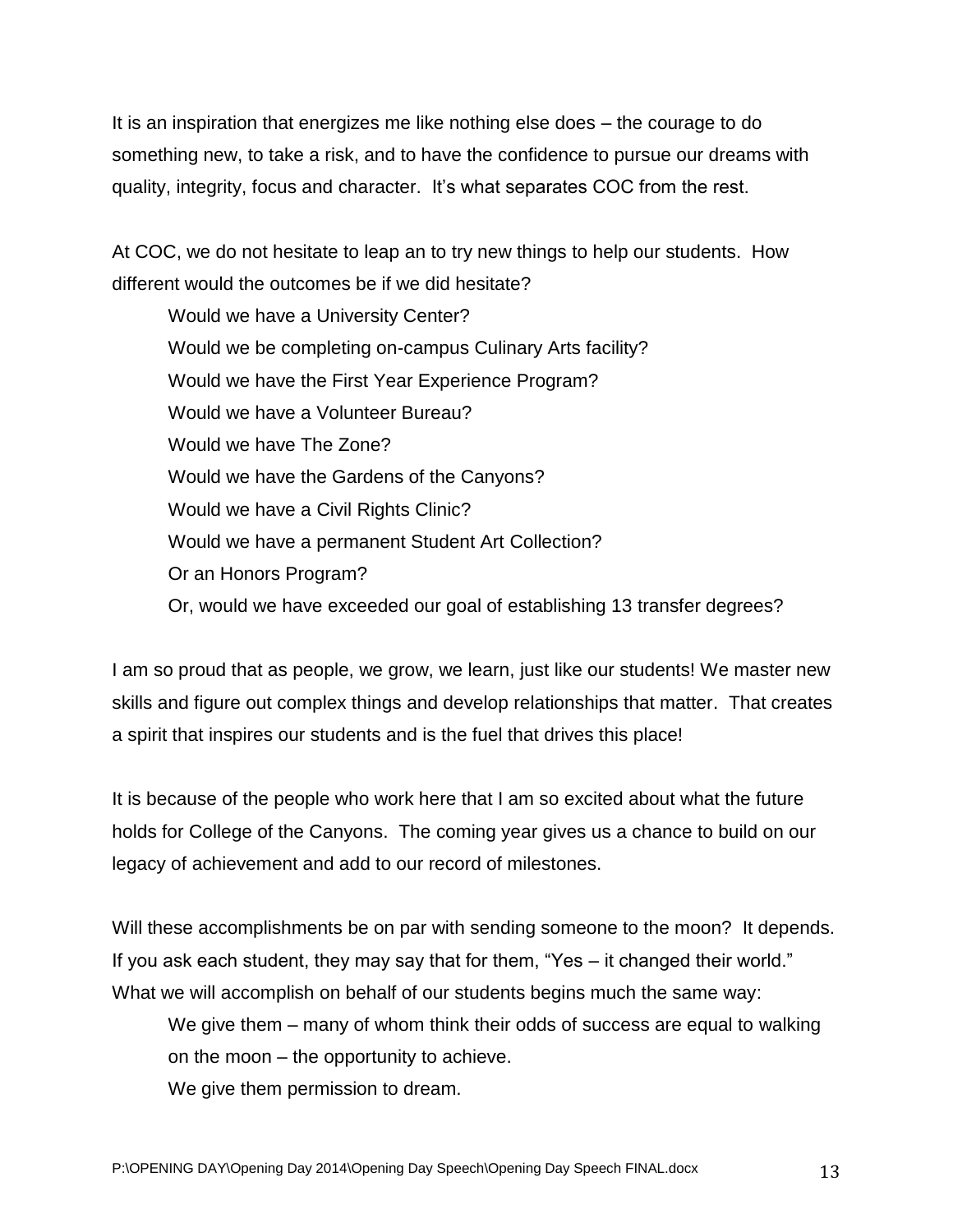It is an inspiration that energizes me like nothing else does – the courage to do something new, to take a risk, and to have the confidence to pursue our dreams with quality, integrity, focus and character. It's what separates COC from the rest.

At COC, we do not hesitate to leap an to try new things to help our students. How different would the outcomes be if we did hesitate?

> Would we have a University Center?
> Would we be completing on-campus Culinary Arts facility?
> Would we have the First Year Experience Program?
> Would we have a Volunteer Bureau?
> Would we have The Zone?
> Would we have the Gardens of the Canyons?
> Would we have a Civil Rights Clinic?
> Would we have a permanent Student Art Collection?
> Or an Honors Program?
> Or, would we have exceeded our goal of establishing 13 transfer degrees?

I am so proud that as people, we grow, we learn, just like our students! We master new skills and figure out complex things and develop relationships that matter. That creates a spirit that inspires our students and is the fuel that drives this place!

It is because of the people who work here that I am so excited about what the future holds for College of the Canyons. The coming year gives us a chance to build on our legacy of achievement and add to our record of milestones.

Will these accomplishments be on par with sending someone to the moon? It depends. If you ask each student, they may say that for them, "Yes – it changed their world." What we will accomplish on behalf of our students begins much the same way:

> We give them – many of whom think their odds of success are equal to walking on the moon – the opportunity to achieve.
> We give them permission to dream.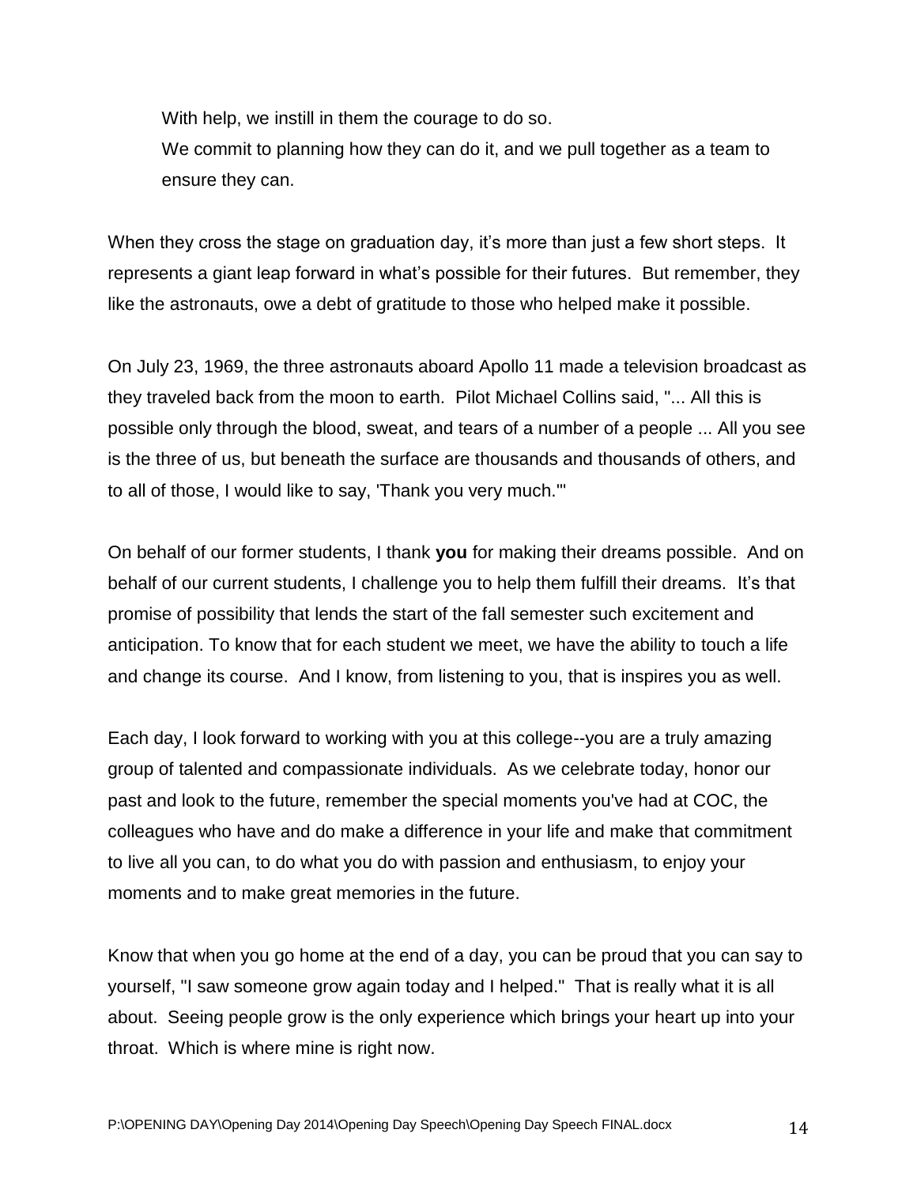With help, we instill in them the courage to do so.
We commit to planning how they can do it, and we pull together as a team to ensure they can.

When they cross the stage on graduation day, it's more than just a few short steps. It represents a giant leap forward in what's possible for their futures. But remember, they like the astronauts, owe a debt of gratitude to those who helped make it possible.

On July 23, 1969, the three astronauts aboard Apollo 11 made a television broadcast as they traveled back from the moon to earth. Pilot Michael Collins said, "... All this is possible only through the blood, sweat, and tears of a number of a people ... All you see is the three of us, but beneath the surface are thousands and thousands of others, and to all of those, I would like to say, 'Thank you very much.'"

On behalf of our former students, I thank **you** for making their dreams possible. And on behalf of our current students, I challenge you to help them fulfill their dreams. It's that promise of possibility that lends the start of the fall semester such excitement and anticipation. To know that for each student we meet, we have the ability to touch a life and change its course. And I know, from listening to you, that is inspires you as well.

Each day, I look forward to working with you at this college--you are a truly amazing group of talented and compassionate individuals. As we celebrate today, honor our past and look to the future, remember the special moments you've had at COC, the colleagues who have and do make a difference in your life and make that commitment to live all you can, to do what you do with passion and enthusiasm, to enjoy your moments and to make great memories in the future.

Know that when you go home at the end of a day, you can be proud that you can say to yourself, "I saw someone grow again today and I helped." That is really what it is all about. Seeing people grow is the only experience which brings your heart up into your throat. Which is where mine is right now.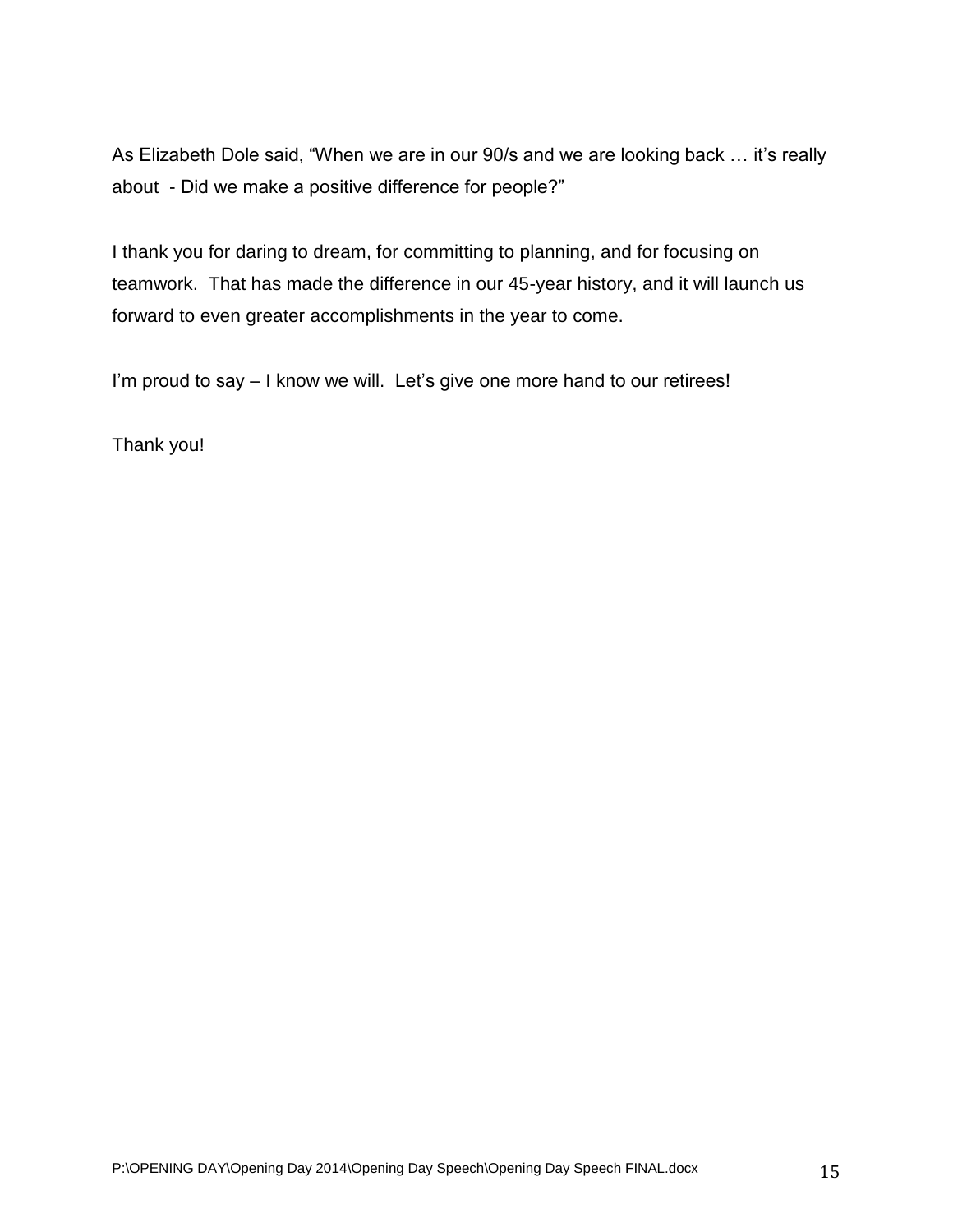As Elizabeth Dole said, "When we are in our 90/s and we are looking back … it's really about - Did we make a positive difference for people?"

I thank you for daring to dream, for committing to planning, and for focusing on teamwork. That has made the difference in our 45-year history, and it will launch us forward to even greater accomplishments in the year to come.

I'm proud to say – I know we will. Let's give one more hand to our retirees!

Thank you!